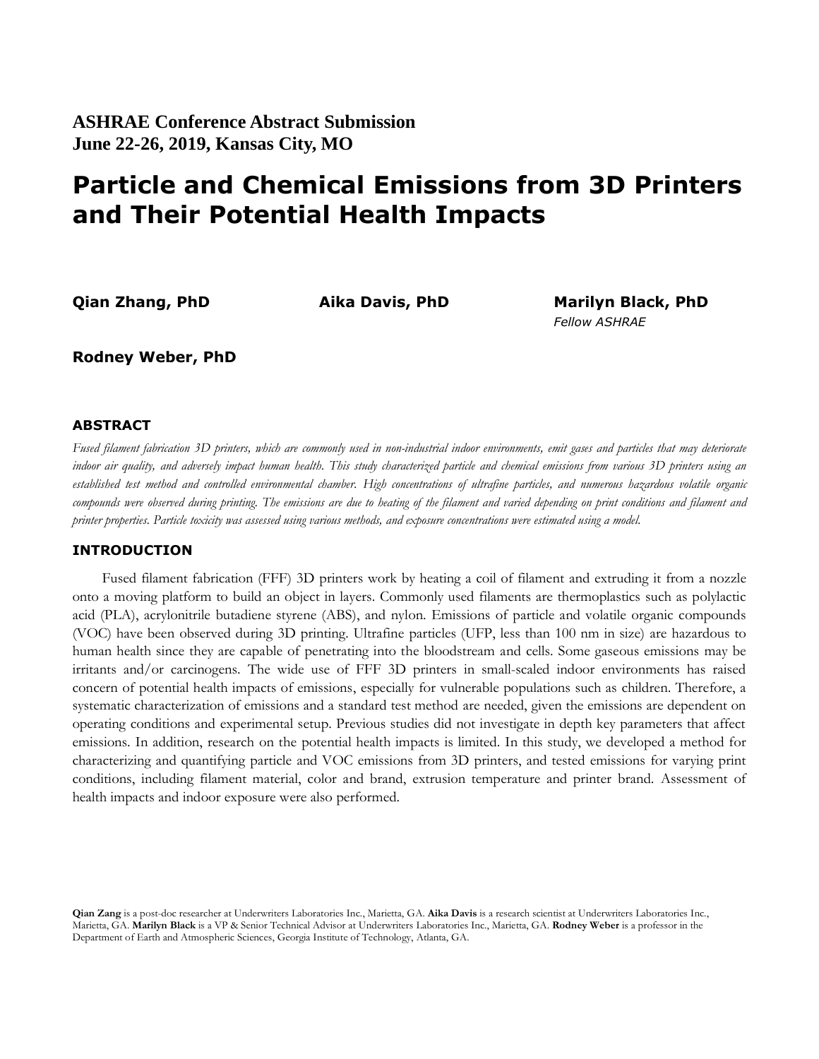**ASHRAE Conference Abstract Submission**
**June 22-26, 2019, Kansas City, MO**

# Particle and Chemical Emissions from 3D Printers and Their Potential Health Impacts

**Qian Zhang, PhD** **Aika Davis, PhD** **Marilyn Black, PhD**
*Fellow ASHRAE*

**Rodney Weber, PhD**

## ABSTRACT

*Fused filament fabrication 3D printers, which are commonly used in non-industrial indoor environments, emit gases and particles that may deteriorate indoor air quality, and adversely impact human health. This study characterized particle and chemical emissions from various 3D printers using an established test method and controlled environmental chamber. High concentrations of ultrafine particles, and numerous hazardous volatile organic compounds were observed during printing. The emissions are due to heating of the filament and varied depending on print conditions and filament and printer properties. Particle toxicity was assessed using various methods, and exposure concentrations were estimated using a model.*

## INTRODUCTION

Fused filament fabrication (FFF) 3D printers work by heating a coil of filament and extruding it from a nozzle onto a moving platform to build an object in layers. Commonly used filaments are thermoplastics such as polylactic acid (PLA), acrylonitrile butadiene styrene (ABS), and nylon. Emissions of particle and volatile organic compounds (VOC) have been observed during 3D printing. Ultrafine particles (UFP, less than 100 nm in size) are hazardous to human health since they are capable of penetrating into the bloodstream and cells. Some gaseous emissions may be irritants and/or carcinogens. The wide use of FFF 3D printers in small-scaled indoor environments has raised concern of potential health impacts of emissions, especially for vulnerable populations such as children. Therefore, a systematic characterization of emissions and a standard test method are needed, given the emissions are dependent on operating conditions and experimental setup. Previous studies did not investigate in depth key parameters that affect emissions. In addition, research on the potential health impacts is limited. In this study, we developed a method for characterizing and quantifying particle and VOC emissions from 3D printers, and tested emissions for varying print conditions, including filament material, color and brand, extrusion temperature and printer brand. Assessment of health impacts and indoor exposure were also performed.

**Qian Zang** is a post-doc researcher at Underwriters Laboratories Inc., Marietta, GA. **Aika Davis** is a research scientist at Underwriters Laboratories Inc., Marietta, GA. **Marilyn Black** is a VP & Senior Technical Advisor at Underwriters Laboratories Inc., Marietta, GA. **Rodney Weber** is a professor in the Department of Earth and Atmospheric Sciences, Georgia Institute of Technology, Atlanta, GA.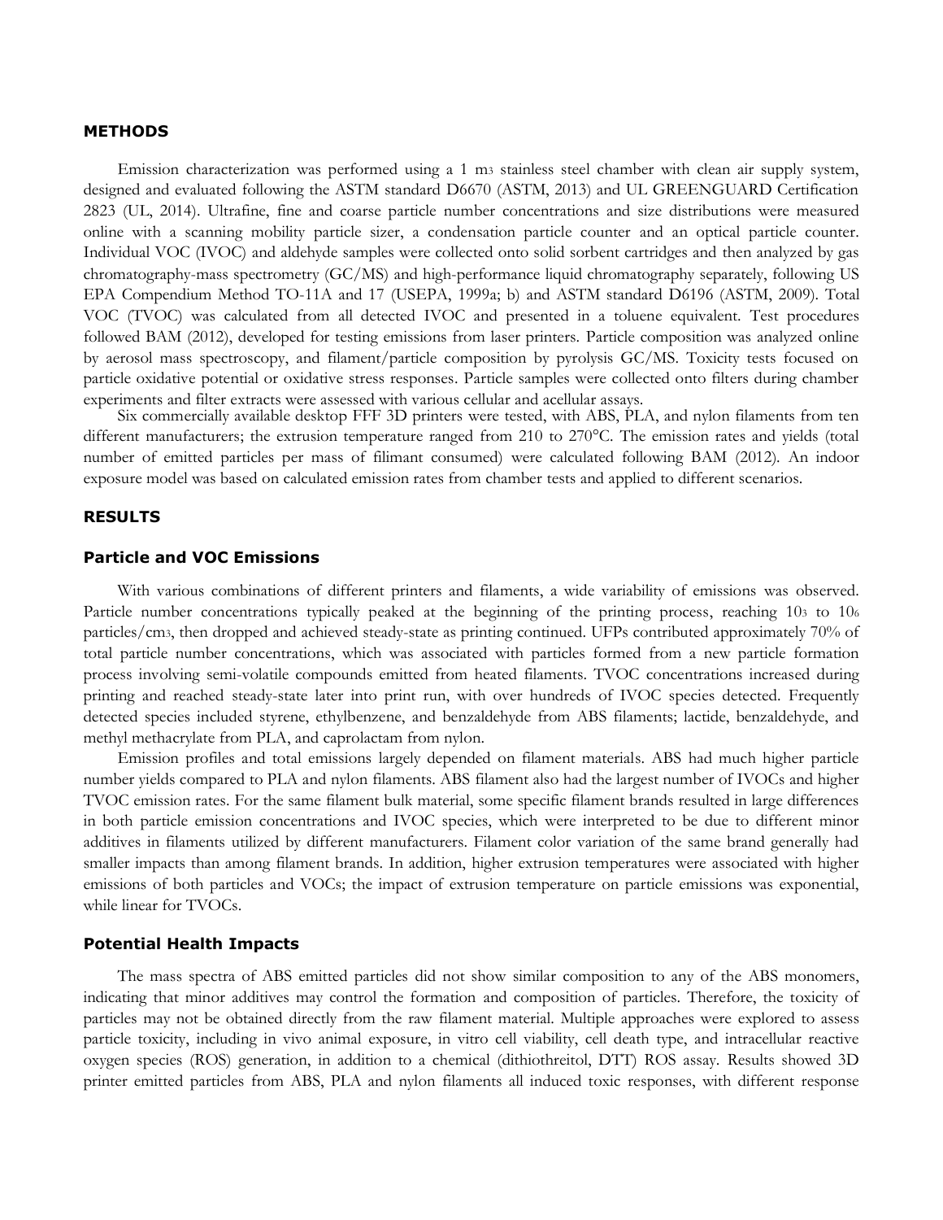## METHODS

Emission characterization was performed using a 1 $m^3$ stainless steel chamber with clean air supply system, designed and evaluated following the ASTM standard D6670 (ASTM, 2013) and UL GREENGUARD Certification 2823 (UL, 2014). Ultrafine, fine and coarse particle number concentrations and size distributions were measured online with a scanning mobility particle sizer, a condensation particle counter and an optical particle counter. Individual VOC (IVOC) and aldehyde samples were collected onto solid sorbent cartridges and then analyzed by gas chromatography-mass spectrometry (GC/MS) and high-performance liquid chromatography separately, following US EPA Compendium Method TO-11A and 17 (USEPA, 1999a; b) and ASTM standard D6196 (ASTM, 2009). Total VOC (TVOC) was calculated from all detected IVOC and presented in a toluene equivalent. Test procedures followed BAM (2012), developed for testing emissions from laser printers. Particle composition was analyzed online by aerosol mass spectroscopy, and filament/particle composition by pyrolysis GC/MS. Toxicity tests focused on particle oxidative potential or oxidative stress responses. Particle samples were collected onto filters during chamber experiments and filter extracts were assessed with various cellular and acellular assays.

Six commercially available desktop FFF 3D printers were tested, with ABS, PLA, and nylon filaments from ten different manufacturers; the extrusion temperature ranged from 210 to 270°C. The emission rates and yields (total number of emitted particles per mass of filimant consumed) were calculated following BAM (2012). An indoor exposure model was based on calculated emission rates from chamber tests and applied to different scenarios.

## RESULTS

### Particle and VOC Emissions

With various combinations of different printers and filaments, a wide variability of emissions was observed. Particle number concentrations typically peaked at the beginning of the printing process, reaching $10^3$ to $10^6$ particles/$cm^3$, then dropped and achieved steady-state as printing continued. UFPs contributed approximately 70% of total particle number concentrations, which was associated with particles formed from a new particle formation process involving semi-volatile compounds emitted from heated filaments. TVOC concentrations increased during printing and reached steady-state later into print run, with over hundreds of IVOC species detected. Frequently detected species included styrene, ethylbenzene, and benzaldehyde from ABS filaments; lactide, benzaldehyde, and methyl methacrylate from PLA, and caprolactam from nylon.

Emission profiles and total emissions largely depended on filament materials. ABS had much higher particle number yields compared to PLA and nylon filaments. ABS filament also had the largest number of IVOCs and higher TVOC emission rates. For the same filament bulk material, some specific filament brands resulted in large differences in both particle emission concentrations and IVOC species, which were interpreted to be due to different minor additives in filaments utilized by different manufacturers. Filament color variation of the same brand generally had smaller impacts than among filament brands. In addition, higher extrusion temperatures were associated with higher emissions of both particles and VOCs; the impact of extrusion temperature on particle emissions was exponential, while linear for TVOCs.

### Potential Health Impacts

The mass spectra of ABS emitted particles did not show similar composition to any of the ABS monomers, indicating that minor additives may control the formation and composition of particles. Therefore, the toxicity of particles may not be obtained directly from the raw filament material. Multiple approaches were explored to assess particle toxicity, including in vivo animal exposure, in vitro cell viability, cell death type, and intracellular reactive oxygen species (ROS) generation, in addition to a chemical (dithiothreitol, DTT) ROS assay. Results showed 3D printer emitted particles from ABS, PLA and nylon filaments all induced toxic responses, with different response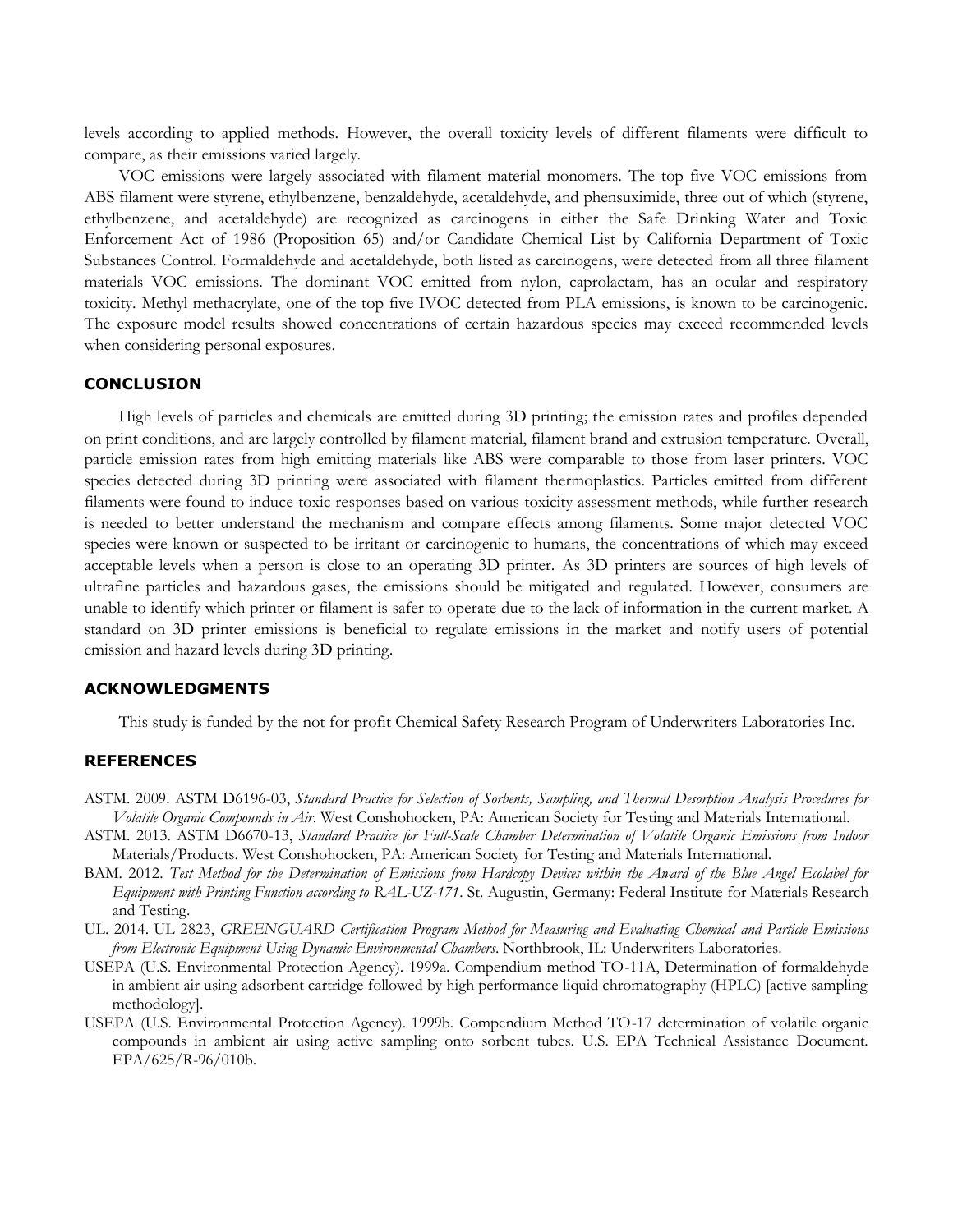levels according to applied methods. However, the overall toxicity levels of different filaments were difficult to compare, as their emissions varied largely.

VOC emissions were largely associated with filament material monomers. The top five VOC emissions from ABS filament were styrene, ethylbenzene, benzaldehyde, acetaldehyde, and phensuximide, three out of which (styrene, ethylbenzene, and acetaldehyde) are recognized as carcinogens in either the Safe Drinking Water and Toxic Enforcement Act of 1986 (Proposition 65) and/or Candidate Chemical List by California Department of Toxic Substances Control. Formaldehyde and acetaldehyde, both listed as carcinogens, were detected from all three filament materials VOC emissions. The dominant VOC emitted from nylon, caprolactam, has an ocular and respiratory toxicity. Methyl methacrylate, one of the top five IVOC detected from PLA emissions, is known to be carcinogenic. The exposure model results showed concentrations of certain hazardous species may exceed recommended levels when considering personal exposures.

## CONCLUSION

High levels of particles and chemicals are emitted during 3D printing; the emission rates and profiles depended on print conditions, and are largely controlled by filament material, filament brand and extrusion temperature. Overall, particle emission rates from high emitting materials like ABS were comparable to those from laser printers. VOC species detected during 3D printing were associated with filament thermoplastics. Particles emitted from different filaments were found to induce toxic responses based on various toxicity assessment methods, while further research is needed to better understand the mechanism and compare effects among filaments. Some major detected VOC species were known or suspected to be irritant or carcinogenic to humans, the concentrations of which may exceed acceptable levels when a person is close to an operating 3D printer. As 3D printers are sources of high levels of ultrafine particles and hazardous gases, the emissions should be mitigated and regulated. However, consumers are unable to identify which printer or filament is safer to operate due to the lack of information in the current market. A standard on 3D printer emissions is beneficial to regulate emissions in the market and notify users of potential emission and hazard levels during 3D printing.

## ACKNOWLEDGMENTS

This study is funded by the not for profit Chemical Safety Research Program of Underwriters Laboratories Inc.

## REFERENCES

ASTM. 2009. ASTM D6196-03, *Standard Practice for Selection of Sorbents, Sampling, and Thermal Desorption Analysis Procedures for Volatile Organic Compounds in Air*. West Conshohocken, PA: American Society for Testing and Materials International.

ASTM. 2013. ASTM D6670-13, *Standard Practice for Full-Scale Chamber Determination of Volatile Organic Emissions from Indoor* Materials/Products. West Conshohocken, PA: American Society for Testing and Materials International.

BAM. 2012. *Test Method for the Determination of Emissions from Hardcopy Devices within the Award of the Blue Angel Ecolabel for Equipment with Printing Function according to RAL-UZ-171*. St. Augustin, Germany: Federal Institute for Materials Research and Testing.

UL. 2014. UL 2823, *GREENGUARD Certification Program Method for Measuring and Evaluating Chemical and Particle Emissions from Electronic Equipment Using Dynamic Environmental Chambers*. Northbrook, IL: Underwriters Laboratories.

USEPA (U.S. Environmental Protection Agency). 1999a. Compendium method TO-11A, Determination of formaldehyde in ambient air using adsorbent cartridge followed by high performance liquid chromatography (HPLC) [active sampling methodology].

USEPA (U.S. Environmental Protection Agency). 1999b. Compendium Method TO-17 determination of volatile organic compounds in ambient air using active sampling onto sorbent tubes. U.S. EPA Technical Assistance Document. EPA/625/R-96/010b.